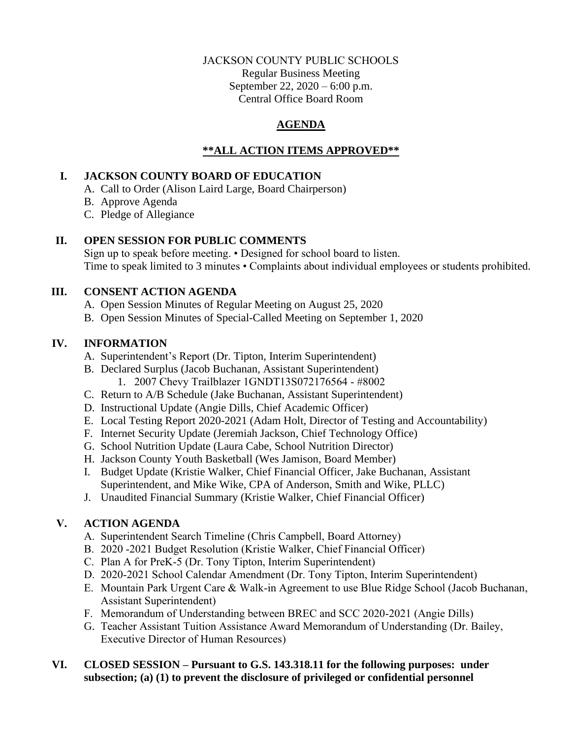JACKSON COUNTY PUBLIC SCHOOLS
Regular Business Meeting
September 22, 2020 – 6:00 p.m.
Central Office Board Room

# AGENDA

## **\*\*ALL ACTION ITEMS APPROVED\*\***

## I. JACKSON COUNTY BOARD OF EDUCATION

A. Call to Order (Alison Laird Large, Board Chairperson)
B. Approve Agenda
C. Pledge of Allegiance

## II. OPEN SESSION FOR PUBLIC COMMENTS

Sign up to speak before meeting. • Designed for school board to listen.
Time to speak limited to 3 minutes • Complaints about individual employees or students prohibited.

## III. CONSENT ACTION AGENDA

A. Open Session Minutes of Regular Meeting on August 25, 2020
B. Open Session Minutes of Special-Called Meeting on September 1, 2020

## IV. INFORMATION

A. Superintendent's Report (Dr. Tipton, Interim Superintendent)
B. Declared Surplus (Jacob Buchanan, Assistant Superintendent)
  1. 2007 Chevy Trailblazer 1GNDT13S072176564 - #8002
C. Return to A/B Schedule (Jake Buchanan, Assistant Superintendent)
D. Instructional Update (Angie Dills, Chief Academic Officer)
E. Local Testing Report 2020-2021 (Adam Holt, Director of Testing and Accountability)
F. Internet Security Update (Jeremiah Jackson, Chief Technology Office)
G. School Nutrition Update (Laura Cabe, School Nutrition Director)
H. Jackson County Youth Basketball (Wes Jamison, Board Member)
I. Budget Update (Kristie Walker, Chief Financial Officer, Jake Buchanan, Assistant Superintendent, and Mike Wike, CPA of Anderson, Smith and Wike, PLLC)
J. Unaudited Financial Summary (Kristie Walker, Chief Financial Officer)

## V. ACTION AGENDA

A. Superintendent Search Timeline (Chris Campbell, Board Attorney)
B. 2020 -2021 Budget Resolution (Kristie Walker, Chief Financial Officer)
C. Plan A for PreK-5 (Dr. Tony Tipton, Interim Superintendent)
D. 2020-2021 School Calendar Amendment (Dr. Tony Tipton, Interim Superintendent)
E. Mountain Park Urgent Care & Walk-in Agreement to use Blue Ridge School (Jacob Buchanan, Assistant Superintendent)
F. Memorandum of Understanding between BREC and SCC 2020-2021 (Angie Dills)
G. Teacher Assistant Tuition Assistance Award Memorandum of Understanding (Dr. Bailey, Executive Director of Human Resources)

## VI. CLOSED SESSION – Pursuant to G.S. 143.318.11 for the following purposes: under subsection; (a) (1) to prevent the disclosure of privileged or confidential personnel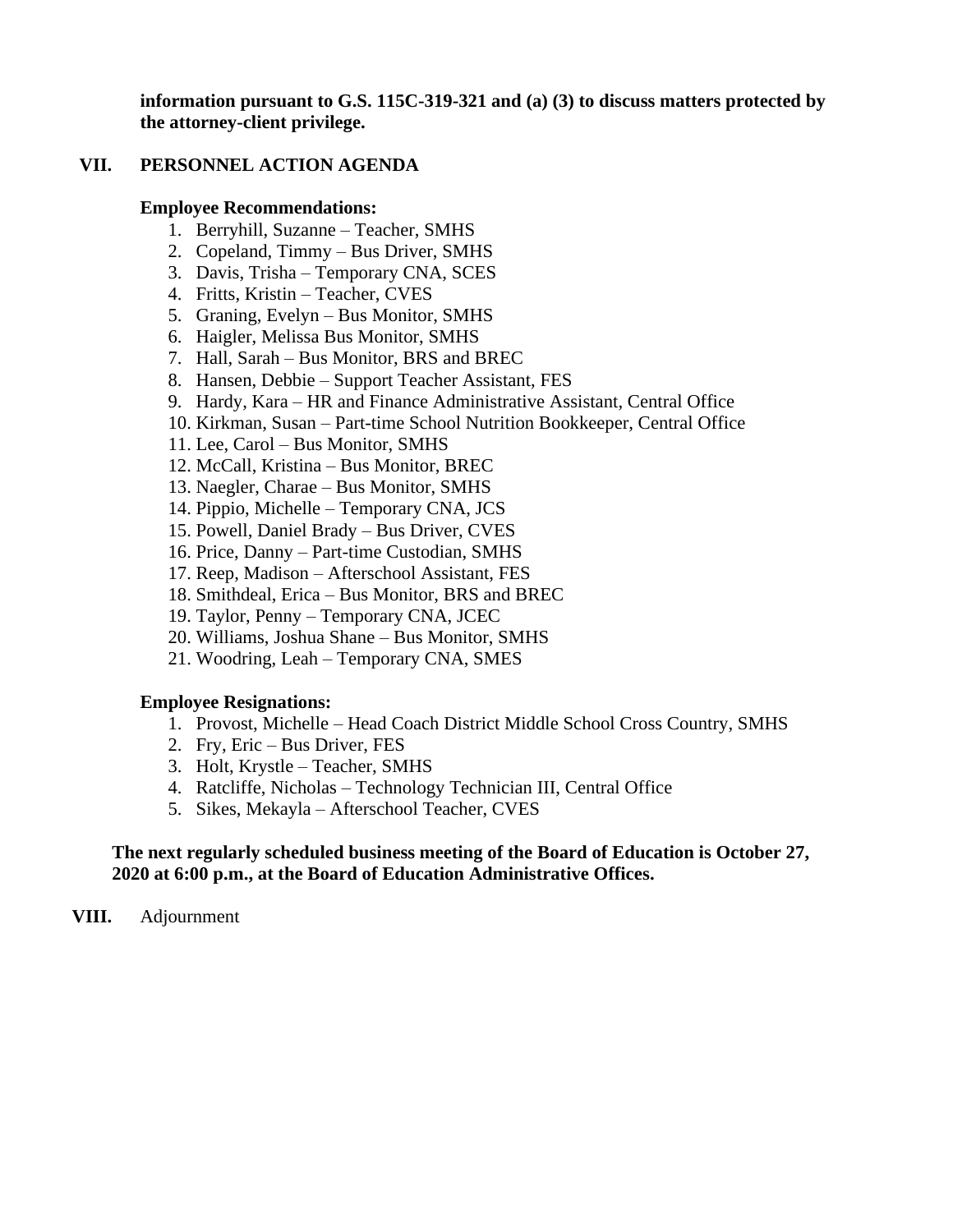**information pursuant to G.S. 115C-319-321 and (a) (3) to discuss matters protected by the attorney-client privilege.**

## VII. PERSONNEL ACTION AGENDA

**Employee Recommendations:**

1. Berryhill, Suzanne – Teacher, SMHS
2. Copeland, Timmy – Bus Driver, SMHS
3. Davis, Trisha – Temporary CNA, SCES
4. Fritts, Kristin – Teacher, CVES
5. Graning, Evelyn – Bus Monitor, SMHS
6. Haigler, Melissa Bus Monitor, SMHS
7. Hall, Sarah – Bus Monitor, BRS and BREC
8. Hansen, Debbie – Support Teacher Assistant, FES
9. Hardy, Kara – HR and Finance Administrative Assistant, Central Office
10. Kirkman, Susan – Part-time School Nutrition Bookkeeper, Central Office
11. Lee, Carol – Bus Monitor, SMHS
12. McCall, Kristina – Bus Monitor, BREC
13. Naegler, Charae – Bus Monitor, SMHS
14. Pippio, Michelle – Temporary CNA, JCS
15. Powell, Daniel Brady – Bus Driver, CVES
16. Price, Danny – Part-time Custodian, SMHS
17. Reep, Madison – Afterschool Assistant, FES
18. Smithdeal, Erica – Bus Monitor, BRS and BREC
19. Taylor, Penny – Temporary CNA, JCEC
20. Williams, Joshua Shane – Bus Monitor, SMHS
21. Woodring, Leah – Temporary CNA, SMES

**Employee Resignations:**

1. Provost, Michelle – Head Coach District Middle School Cross Country, SMHS
2. Fry, Eric – Bus Driver, FES
3. Holt, Krystle – Teacher, SMHS
4. Ratcliffe, Nicholas – Technology Technician III, Central Office
5. Sikes, Mekayla – Afterschool Teacher, CVES

**The next regularly scheduled business meeting of the Board of Education is October 27, 2020 at 6:00 p.m., at the Board of Education Administrative Offices.**

## VIII. Adjournment